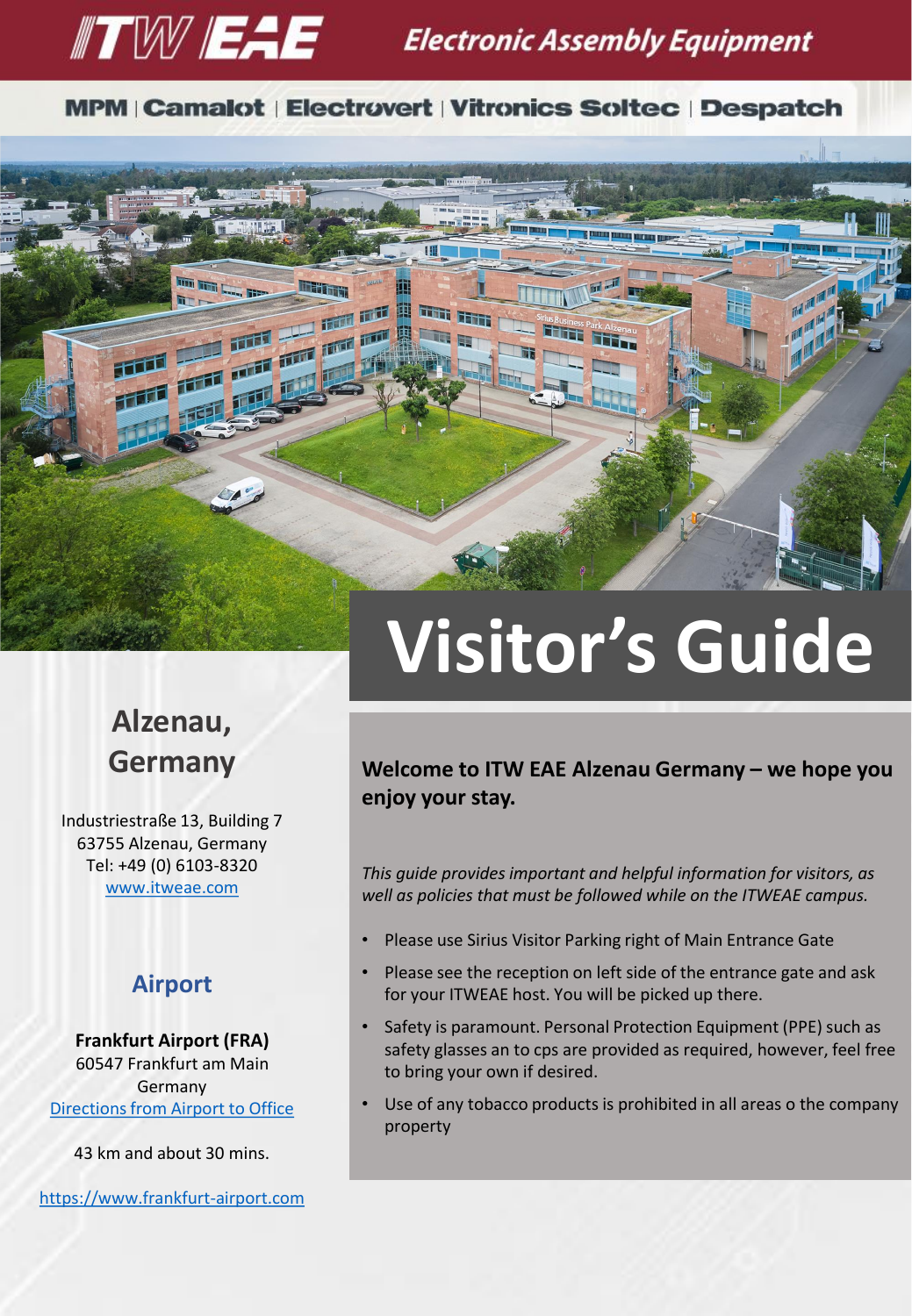ITW EAE **Electronic Assembly Equipment**

MPM | Camalot | Electrovert | Vitronics Soltec | Despatch

# Visitor's Guide

## Alzenau, Germany

Industriestraße 13, Building 7
63755 Alzenau, Germany
Tel: +49 (0) 6103-8320
[www.itweae.com](www.itweae.com)

### Airport

**Frankfurt Airport (FRA)**
60547 Frankfurt am Main
Germany
[Directions from Airport to Office]()

43 km and about 30 mins.

[https://www.frankfurt-airport.com](https://www.frankfurt-airport.com)

**Welcome to ITW EAE Alzenau Germany – we hope you enjoy your stay.**

*This guide provides important and helpful information for visitors, as well as policies that must be followed while on the ITWEAE campus.*

- Please use Sirius Visitor Parking right of Main Entrance Gate
- Please see the reception on left side of the entrance gate and ask for your ITWEAE host. You will be picked up there.
- Safety is paramount. Personal Protection Equipment (PPE) such as safety glasses an to cps are provided as required, however, feel free to bring your own if desired.
- Use of any tobacco products is prohibited in all areas o the company property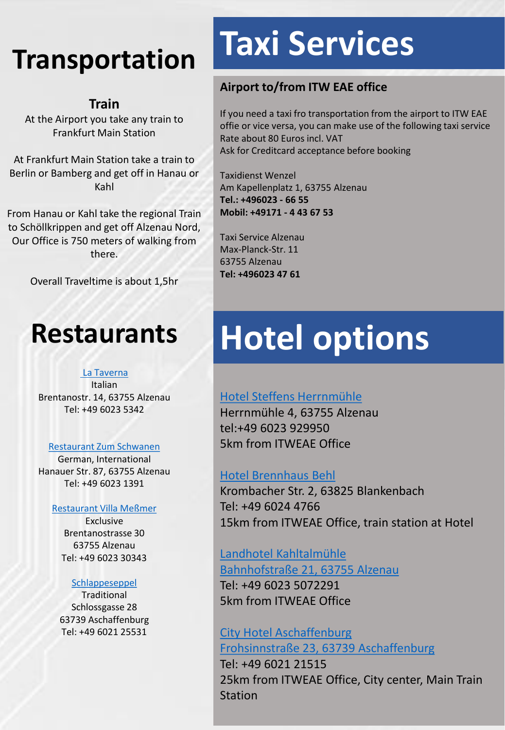# Transportation

### Train

At the Airport you take any train to Frankfurt Main Station

At Frankfurt Main Station take a train to Berlin or Bamberg and get off in Hanau or Kahl

From Hanau or Kahl take the regional Train to Schöllkrippen and get off Alzenau Nord, Our Office is 750 meters of walking from there.

Overall Traveltime is about 1,5hr

# Taxi Services

**Airport to/from ITW EAE office**

If you need a taxi fro transportation from the airport to ITW EAE offie or vice versa, you can make use of the following taxi service
Rate about 80 Euros incl. VAT
Ask for Creditcard acceptance before booking

Taxidienst Wenzel
Am Kapellenplatz 1, 63755 Alzenau
**Tel.: +496023 - 66 55**
**Mobil: +49171 - 4 43 67 53**

Taxi Service Alzenau
Max-Planck-Str. 11
63755 Alzenau
**Tel: +496023 47 61**

# Restaurants

La Taverna
Italian
Brentanostr. 14, 63755 Alzenau
Tel: +49 6023 5342

Restaurant Zum Schwanen
German, International
Hanauer Str. 87, 63755 Alzenau
Tel: +49 6023 1391

Restaurant Villa Meßmer
Exclusive
Brentanostrasse 30
63755 Alzenau
Tel: +49 6023 30343

Schlappeseppel
Traditional
Schlossgasse 28
63739 Aschaffenburg
Tel: +49 6021 25531

# Hotel options

Hotel Steffens Herrnmühle
Herrnmühle 4, 63755 Alzenau
tel:+49 6023 929950
5km from ITWEAE Office

Hotel Brennhaus Behl
Krombacher Str. 2, 63825 Blankenbach
Tel: +49 6024 4766
15km from ITWEAE Office, train station at Hotel

Landhotel Kahltalmühle
Bahnhofstraße 21, 63755 Alzenau
Tel: +49 6023 5072291
5km from ITWEAE Office

City Hotel Aschaffenburg
Frohsinnstraße 23, 63739 Aschaffenburg
Tel: +49 6021 21515
25km from ITWEAE Office, City center, Main Train Station